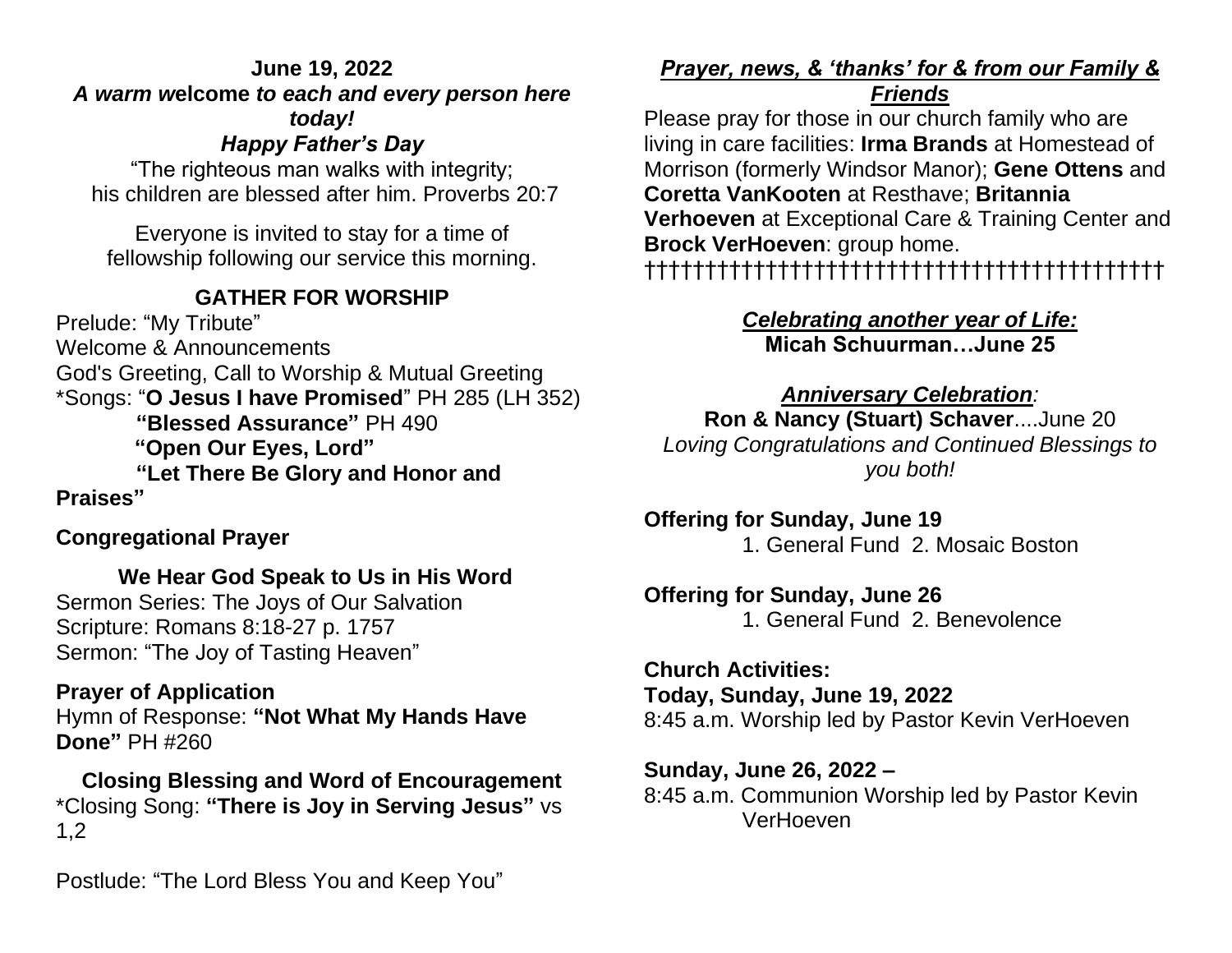**June 19, 2022**

***A warm welcome to each and every person here today!***

***Happy Father's Day***

"The righteous man walks with integrity;
his children are blessed after him. Proverbs 20:7

Everyone is invited to stay for a time of fellowship following our service this morning.

## GATHER FOR WORSHIP

Prelude: "My Tribute"
Welcome & Announcements
God's Greeting, Call to Worship & Mutual Greeting
*Songs: "**O Jesus I have Promised**" PH 285 (LH 352)
**"Blessed Assurance"** PH 490
**"Open Our Eyes, Lord"**
**"Let There Be Glory and Honor and Praises"**

**Congregational Prayer**

### We Hear God Speak to Us in His Word

Sermon Series: The Joys of Our Salvation
Scripture: Romans 8:18-27 p. 1757
Sermon: "The Joy of Tasting Heaven"

**Prayer of Application**
Hymn of Response: **"Not What My Hands Have Done"** PH #260

**Closing Blessing and Word of Encouragement**
*Closing Song: **"There is Joy in Serving Jesus"** vs 1,2

Postlude: "The Lord Bless You and Keep You"

***Prayer, news, & 'thanks' for & from our Family & Friends***

Please pray for those in our church family who are living in care facilities: **Irma Brands** at Homestead of Morrison (formerly Windsor Manor); **Gene Ottens** and **Coretta VanKooten** at Resthave; **Britannia Verhoeven** at Exceptional Care & Training Center and **Brock VerHoeven**: group home.

††††††††††††††††††††††††††††††††††††††††††††††††

***Celebrating another year of Life:***
**Micah Schuurman…June 25**

***Anniversary Celebration:***
**Ron & Nancy (Stuart) Schaver**....June 20
*Loving Congratulations and Continued Blessings to you both!*

**Offering for Sunday, June 19**
1. General Fund 2. Mosaic Boston

**Offering for Sunday, June 26**
1. General Fund 2. Benevolence

**Church Activities:**
**Today, Sunday, June 19, 2022**
8:45 a.m. Worship led by Pastor Kevin VerHoeven

**Sunday, June 26, 2022 –**
8:45 a.m. Communion Worship led by Pastor Kevin VerHoeven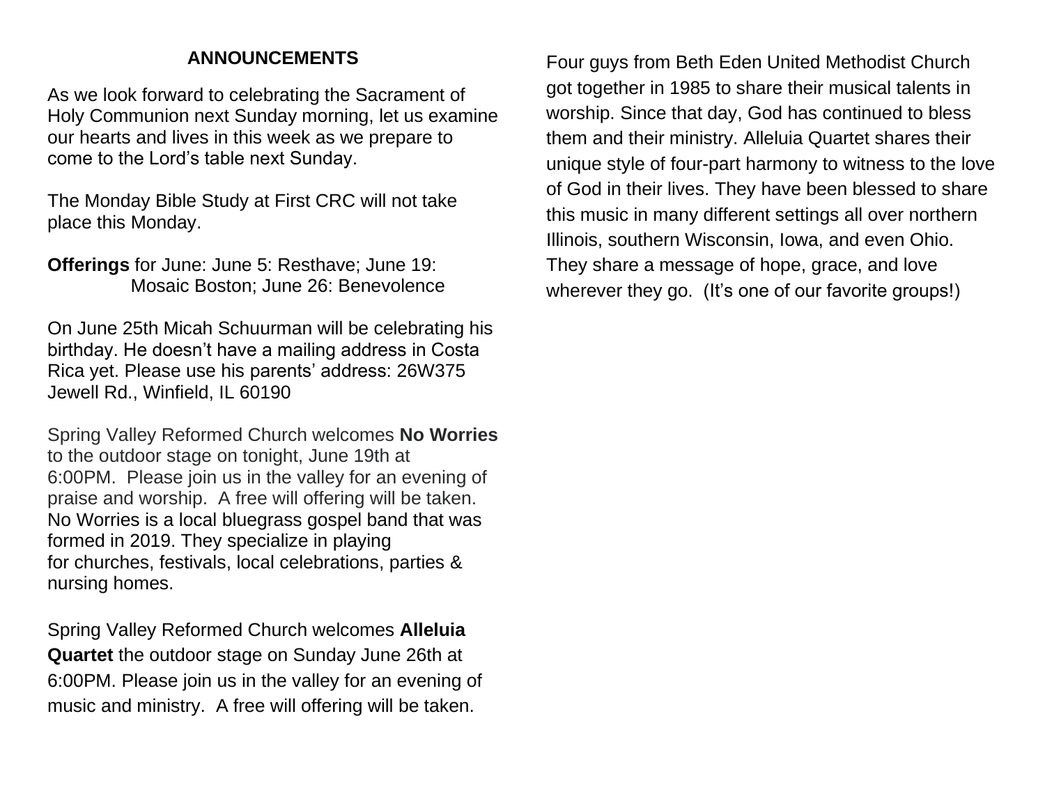## ANNOUNCEMENTS

As we look forward to celebrating the Sacrament of Holy Communion next Sunday morning, let us examine our hearts and lives in this week as we prepare to come to the Lord's table next Sunday.

The Monday Bible Study at First CRC will not take place this Monday.

**Offerings** for June: June 5: Resthave; June 19: Mosaic Boston; June 26: Benevolence

On June 25th Micah Schuurman will be celebrating his birthday. He doesn't have a mailing address in Costa Rica yet. Please use his parents' address: 26W375 Jewell Rd., Winfield, IL 60190

Spring Valley Reformed Church welcomes **No Worries** to the outdoor stage on tonight, June 19th at 6:00PM. Please join us in the valley for an evening of praise and worship. A free will offering will be taken. No Worries is a local bluegrass gospel band that was formed in 2019. They specialize in playing for churches, festivals, local celebrations, parties & nursing homes.

Spring Valley Reformed Church welcomes **Alleluia Quartet** the outdoor stage on Sunday June 26th at 6:00PM. Please join us in the valley for an evening of music and ministry. A free will offering will be taken.

Four guys from Beth Eden United Methodist Church got together in 1985 to share their musical talents in worship. Since that day, God has continued to bless them and their ministry. Alleluia Quartet shares their unique style of four-part harmony to witness to the love of God in their lives. They have been blessed to share this music in many different settings all over northern Illinois, southern Wisconsin, Iowa, and even Ohio. They share a message of hope, grace, and love wherever they go. (It's one of our favorite groups!)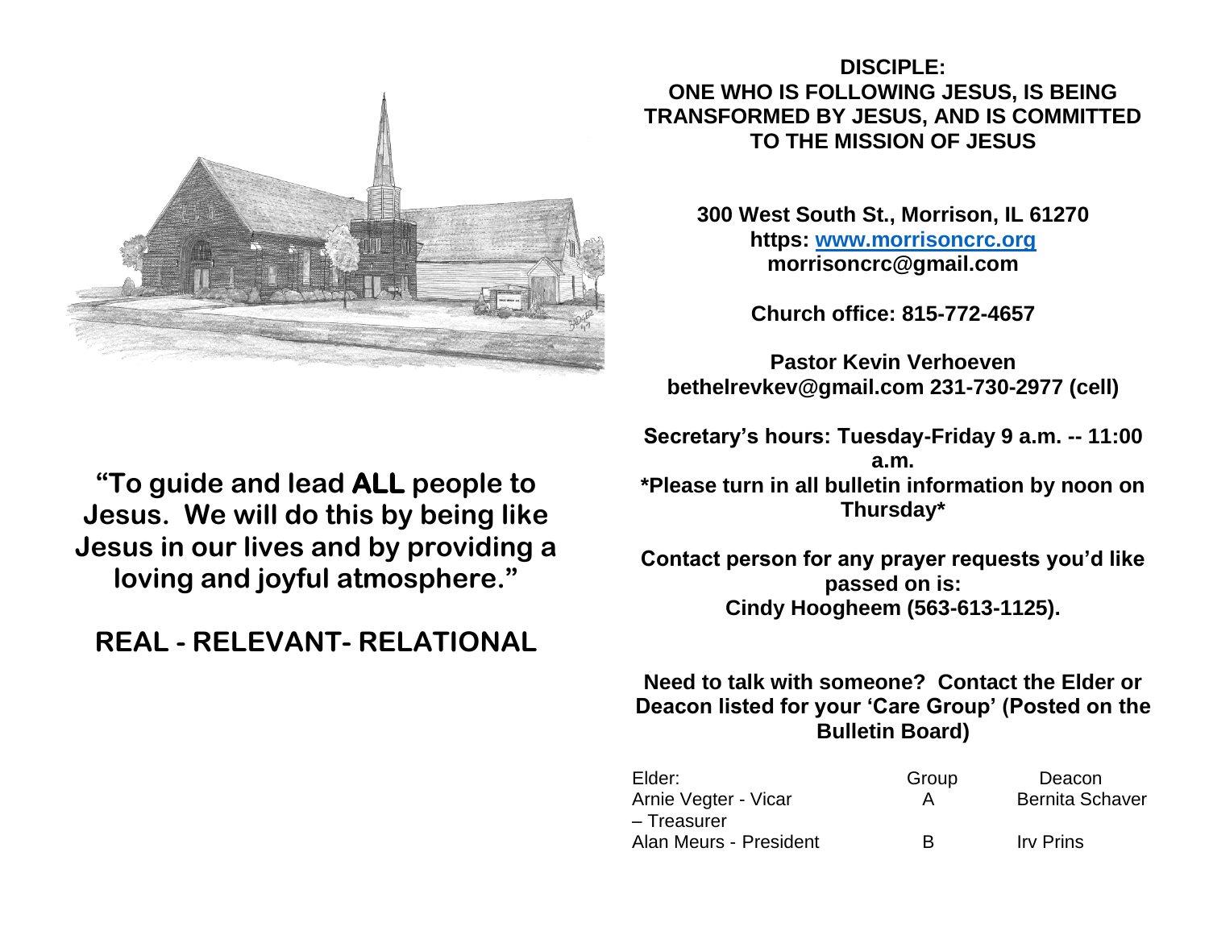**"To guide and lead ALL people to Jesus. We will do this by being like Jesus in our lives and by providing a loving and joyful atmosphere."**

## REAL - RELEVANT- RELATIONAL

**DISCIPLE:**
**ONE WHO IS FOLLOWING JESUS, IS BEING TRANSFORMED BY JESUS, AND IS COMMITTED TO THE MISSION OF JESUS**

**300 West South St., Morrison, IL 61270**
**https: www.morrisoncrc.org**
**morrisoncrc@gmail.com**

**Church office: 815-772-4657**

**Pastor Kevin Verhoeven**
**bethelrevkev@gmail.com 231-730-2977 (cell)**

**Secretary's hours: Tuesday-Friday 9 a.m. -- 11:00 a.m.**
***Please turn in all bulletin information by noon on Thursday***

**Contact person for any prayer requests you'd like passed on is:**
**Cindy Hoogheem (563-613-1125).**

**Need to talk with someone? Contact the Elder or Deacon listed for your 'Care Group' (Posted on the Bulletin Board)**

| Elder: | Group | Deacon |
|---|---|---|
| Arnie Vegter - Vicar – Treasurer | A | Bernita Schaver |
| Alan Meurs - President | B | Irv Prins |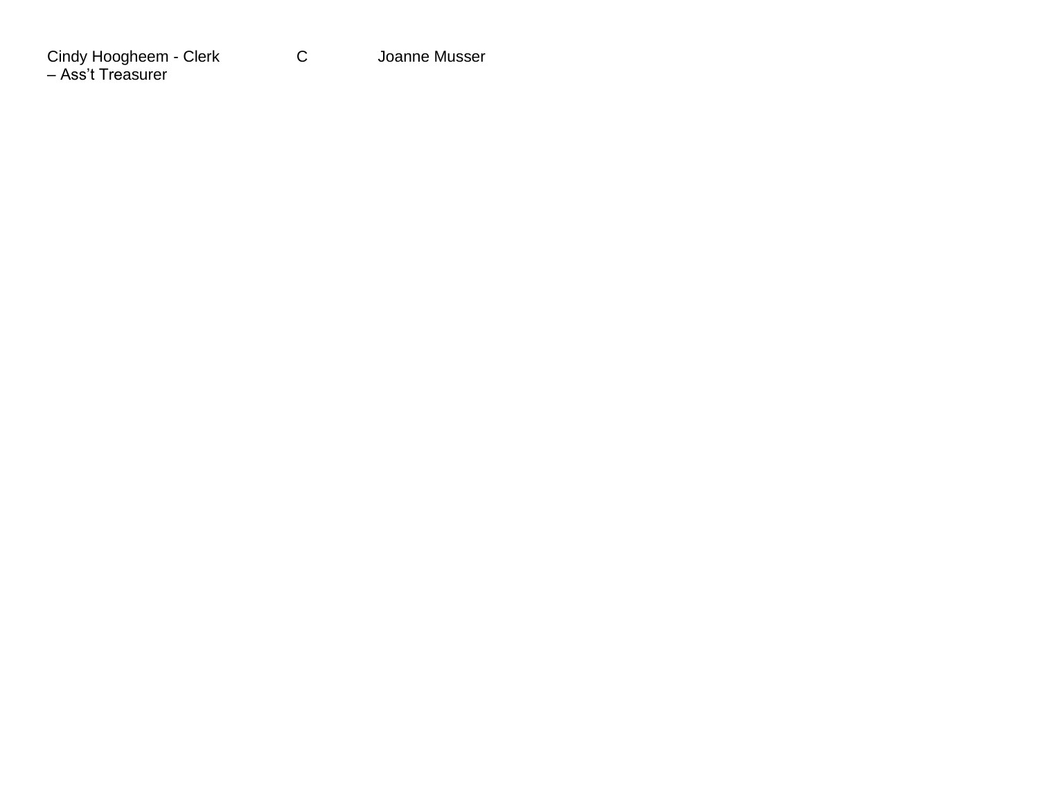Cindy Hoogheem - Clerk C Joanne Musser – Ass't Treasurer